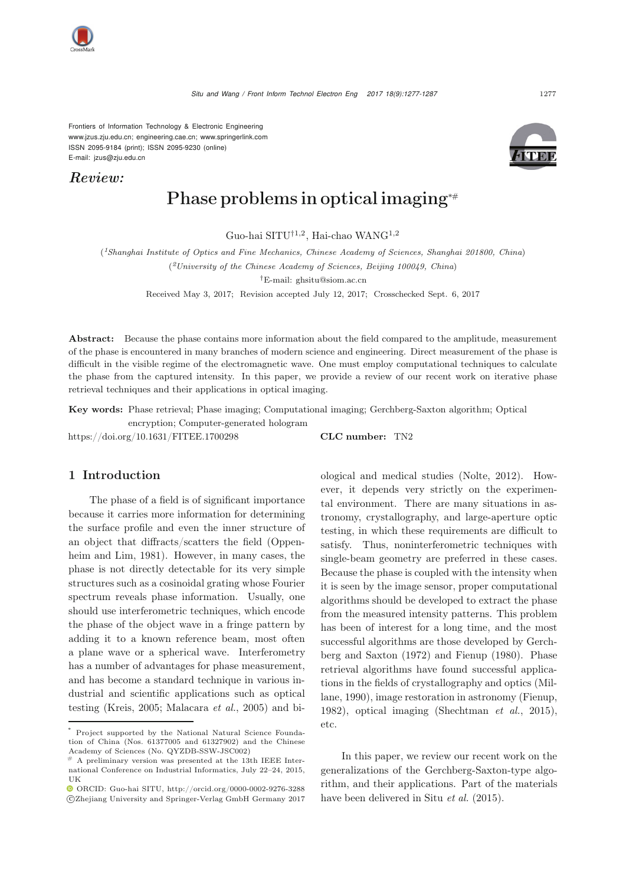Frontiers of Information Technology & Electronic Engineering
www.jzus.zju.edu.cn; engineering.cae.cn; www.springerlink.com
ISSN 2095-9184 (print); ISSN 2095-9230 (online)
E-mail: jzus@zju.edu.cn

***Review:***

# Phase problems in optical imaging[*#]

Guo-hai SITU[†1,2], Hai-chao WANG[1,2]

([1]*Shanghai Institute of Optics and Fine Mechanics, Chinese Academy of Sciences, Shanghai 201800, China*)

([2]*University of the Chinese Academy of Sciences, Beijing 100049, China*)

[†]E-mail: ghsitu@siom.ac.cn

Received May 3, 2017; Revision accepted July 12, 2017; Crosschecked Sept. 6, 2017

**Abstract:** Because the phase contains more information about the field compared to the amplitude, measurement of the phase is encountered in many branches of modern science and engineering. Direct measurement of the phase is difficult in the visible regime of the electromagnetic wave. One must employ computational techniques to calculate the phase from the captured intensity. In this paper, we provide a review of our recent work on iterative phase retrieval techniques and their applications in optical imaging.

**Key words:** Phase retrieval; Phase imaging; Computational imaging; Gerchberg-Saxton algorithm; Optical encryption; Computer-generated hologram

https://doi.org/10.1631/FITEE.1700298 **CLC number:** TN2

## 1 Introduction

The phase of a field is of significant importance because it carries more information for determining the surface profile and even the inner structure of an object that diffracts/scatters the field (Oppenheim and Lim, 1981). However, in many cases, the phase is not directly detectable for its very simple structures such as a cosinoidal grating whose Fourier spectrum reveals phase information. Usually, one should use interferometric techniques, which encode the phase of the object wave in a fringe pattern by adding it to a known reference beam, most often a plane wave or a spherical wave. Interferometry has a number of advantages for phase measurement, and has become a standard technique in various industrial and scientific applications such as optical testing (Kreis, 2005; Malacara *et al.*, 2005) and biological and medical studies (Nolte, 2012). However, it depends very strictly on the experimental environment. There are many situations in astronomy, crystallography, and large-aperture optic testing, in which these requirements are difficult to satisfy. Thus, noninterferometric techniques with single-beam geometry are preferred in these cases. Because the phase is coupled with the intensity when it is seen by the image sensor, proper computational algorithms should be developed to extract the phase from the measured intensity patterns. This problem has been of interest for a long time, and the most successful algorithms are those developed by Gerchberg and Saxton (1972) and Fienup (1980). Phase retrieval algorithms have found successful applications in the fields of crystallography and optics (Millane, 1990), image restoration in astronomy (Fienup, 1982), optical imaging (Shechtman *et al.*, 2015), etc.

In this paper, we review our recent work on the generalizations of the Gerchberg-Saxton-type algorithm, and their applications. Part of the materials have been delivered in Situ *et al.* (2015).

---

[*] Project supported by the National Natural Science Foundation of China (Nos. 61377005 and 61327902) and the Chinese Academy of Sciences (No. QYZDB-SSW-JSC002)

[#] A preliminary version was presented at the 13th IEEE International Conference on Industrial Informatics, July 22–24, 2015, UK

ORCID: Guo-hai SITU, http://orcid.org/0000-0002-9276-3288

©Zhejiang University and Springer-Verlag GmbH Germany 2017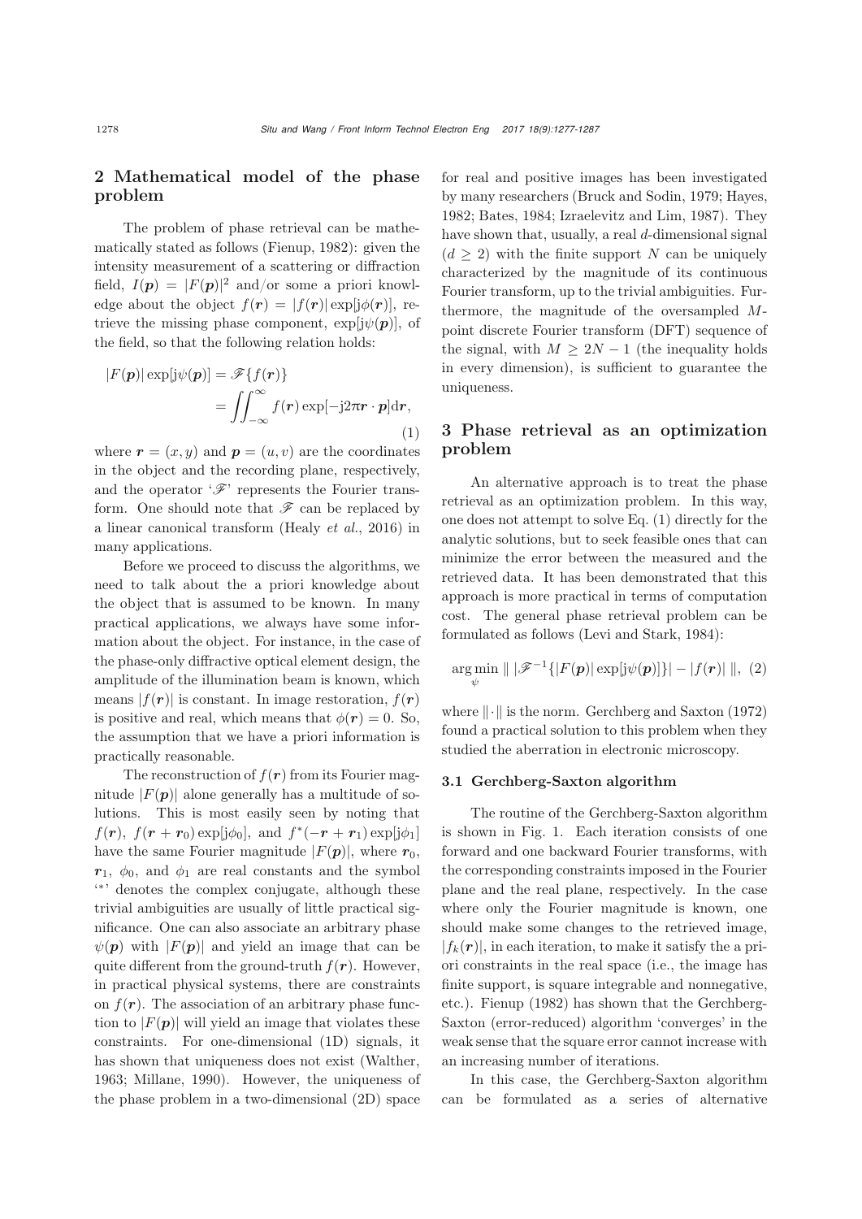## 2 Mathematical model of the phase problem

The problem of phase retrieval can be mathematically stated as follows (Fienup, 1982): given the intensity measurement of a scattering or diffraction field, $I(\boldsymbol{p}) = |F(\boldsymbol{p})|^2$ and/or some a priori knowledge about the object $f(\boldsymbol{r}) = |f(\boldsymbol{r})| \exp[\mathrm{j}\phi(\boldsymbol{r})]$, retrieve the missing phase component, $\exp[\mathrm{j}\psi(\boldsymbol{p})]$, of the field, so that the following relation holds:

$$|F(\boldsymbol{p})| \exp[\mathrm{j}\psi(\boldsymbol{p})] = \mathscr{F}\{f(\boldsymbol{r})\} = \iint_{-\infty}^{\infty} f(\boldsymbol{r}) \exp[-\mathrm{j}2\pi \boldsymbol{r} \cdot \boldsymbol{p}] \mathrm{d}\boldsymbol{r}, \tag{1}$$

where $\boldsymbol{r} = (x, y)$ and $\boldsymbol{p} = (u, v)$ are the coordinates in the object and the recording plane, respectively, and the operator '$\mathscr{F}$' represents the Fourier transform. One should note that $\mathscr{F}$ can be replaced by a linear canonical transform (Healy *et al.*, 2016) in many applications.

Before we proceed to discuss the algorithms, we need to talk about the a priori knowledge about the object that is assumed to be known. In many practical applications, we always have some information about the object. For instance, in the case of the phase-only diffractive optical element design, the amplitude of the illumination beam is known, which means $|f(\boldsymbol{r})|$ is constant. In image restoration, $f(\boldsymbol{r})$ is positive and real, which means that $\phi(\boldsymbol{r}) = 0$. So, the assumption that we have a priori information is practically reasonable.

The reconstruction of $f(\boldsymbol{r})$ from its Fourier magnitude $|F(\boldsymbol{p})|$ alone generally has a multitude of solutions. This is most easily seen by noting that $f(\boldsymbol{r})$, $f(\boldsymbol{r} + \boldsymbol{r}_0) \exp[\mathrm{j}\phi_0]$, and $f^*(-\boldsymbol{r} + \boldsymbol{r}_1) \exp[\mathrm{j}\phi_1]$ have the same Fourier magnitude $|F(\boldsymbol{p})|$, where $\boldsymbol{r}_0$, $\boldsymbol{r}_1$, $\phi_0$, and $\phi_1$ are real constants and the symbol '$*$' denotes the complex conjugate, although these trivial ambiguities are usually of little practical significance. One can also associate an arbitrary phase $\psi(\boldsymbol{p})$ with $|F(\boldsymbol{p})|$ and yield an image that can be quite different from the ground-truth $f(\boldsymbol{r})$. However, in practical physical systems, there are constraints on $f(\boldsymbol{r})$. The association of an arbitrary phase function to $|F(\boldsymbol{p})|$ will yield an image that violates these constraints. For one-dimensional (1D) signals, it has shown that uniqueness does not exist (Walther, 1963; Millane, 1990). However, the uniqueness of the phase problem in a two-dimensional (2D) space for real and positive images has been investigated by many researchers (Bruck and Sodin, 1979; Hayes, 1982; Bates, 1984; Izraelevitz and Lim, 1987). They have shown that, usually, a real $d$-dimensional signal ($d \geq 2$) with the finite support $N$ can be uniquely characterized by the magnitude of its continuous Fourier transform, up to the trivial ambiguities. Furthermore, the magnitude of the oversampled $M$-point discrete Fourier transform (DFT) sequence of the signal, with $M \geq 2N - 1$ (the inequality holds in every dimension), is sufficient to guarantee the uniqueness.

## 3 Phase retrieval as an optimization problem

An alternative approach is to treat the phase retrieval as an optimization problem. In this way, one does not attempt to solve Eq. (1) directly for the analytic solutions, but to seek feasible ones that can minimize the error between the measured and the retrieved data. It has been demonstrated that this approach is more practical in terms of computation cost. The general phase retrieval problem can be formulated as follows (Levi and Stark, 1984):

$$\arg\min_{\psi} \| \, |\mathscr{F}^{-1}\{|F(\boldsymbol{p})| \exp[\mathrm{j}\psi(\boldsymbol{p})]\}| - |f(\boldsymbol{r})| \, \|, \tag{2}$$

where $\|\cdot\|$ is the norm. Gerchberg and Saxton (1972) found a practical solution to this problem when they studied the aberration in electronic microscopy.

### 3.1 Gerchberg-Saxton algorithm

The routine of the Gerchberg-Saxton algorithm is shown in Fig. 1. Each iteration consists of one forward and one backward Fourier transforms, with the corresponding constraints imposed in the Fourier plane and the real plane, respectively. In the case where only the Fourier magnitude is known, one should make some changes to the retrieved image, $|f_k(\boldsymbol{r})|$, in each iteration, to make it satisfy the a priori constraints in the real space (i.e., the image has finite support, is square integrable and nonnegative, etc.). Fienup (1982) has shown that the Gerchberg-Saxton (error-reduced) algorithm 'converges' in the weak sense that the square error cannot increase with an increasing number of iterations.

In this case, the Gerchberg-Saxton algorithm can be formulated as a series of alternative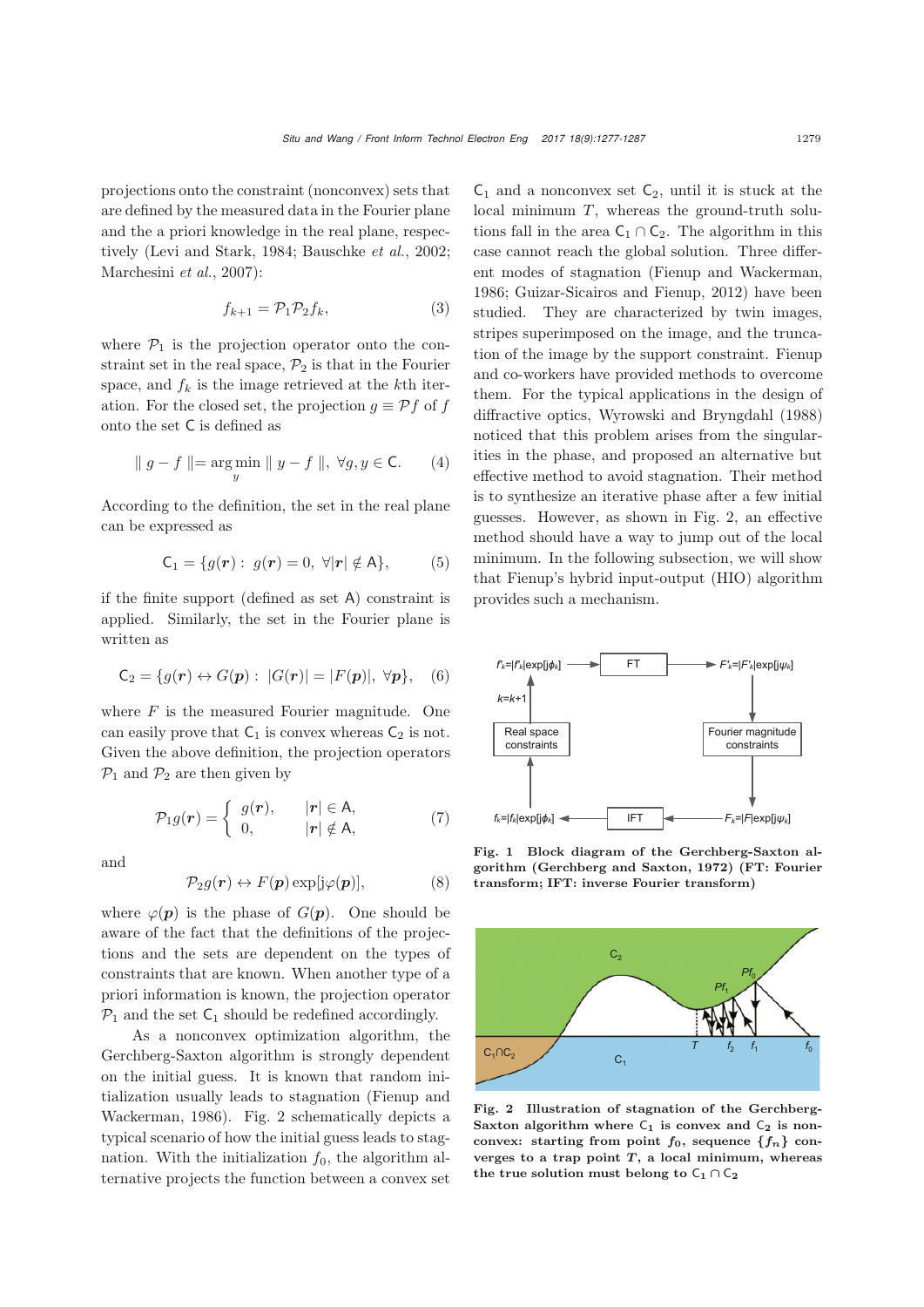projections onto the constraint (nonconvex) sets that are defined by the measured data in the Fourier plane and the a priori knowledge in the real plane, respectively (Levi and Stark, 1984; Bauschke *et al.*, 2002; Marchesini *et al.*, 2007):

$$f_{k+1} = \mathcal{P}_1 \mathcal{P}_2 f_k, \tag{3}$$

where $\mathcal{P}_1$ is the projection operator onto the constraint set in the real space, $\mathcal{P}_2$ is that in the Fourier space, and $f_k$ is the image retrieved at the $k$th iteration. For the closed set, the projection $g \equiv \mathcal{P}f$ of $f$ onto the set $\mathsf{C}$ is defined as

$$\| g - f \| = \arg\min_{y} \| y - f \|, \ \forall g, y \in \mathsf{C}. \tag{4}$$

According to the definition, the set in the real plane can be expressed as

$$\mathsf{C}_1 = \{g(\boldsymbol{r}): \ g(\boldsymbol{r}) = 0, \ \forall |\boldsymbol{r}| \notin \mathsf{A}\}, \tag{5}$$

if the finite support (defined as set $\mathsf{A}$) constraint is applied. Similarly, the set in the Fourier plane is written as

$$\mathsf{C}_2 = \{g(\boldsymbol{r}) \leftrightarrow G(\boldsymbol{p}): \ |G(\boldsymbol{r})| = |F(\boldsymbol{p})|, \ \forall \boldsymbol{p}\}, \tag{6}$$

where $F$ is the measured Fourier magnitude. One can easily prove that $\mathsf{C}_1$ is convex whereas $\mathsf{C}_2$ is not. Given the above definition, the projection operators $\mathcal{P}_1$ and $\mathcal{P}_2$ are then given by

$$\mathcal{P}_1 g(\boldsymbol{r}) = \begin{cases} g(\boldsymbol{r}), & |\boldsymbol{r}| \in \mathsf{A}, \\ 0, & |\boldsymbol{r}| \notin \mathsf{A}, \end{cases} \tag{7}$$

and

$$\mathcal{P}_2 g(\boldsymbol{r}) \leftrightarrow F(\boldsymbol{p}) \exp[\mathrm{j}\varphi(\boldsymbol{p})], \tag{8}$$

where $\varphi(\boldsymbol{p})$ is the phase of $G(\boldsymbol{p})$. One should be aware of the fact that the definitions of the projections and the sets are dependent on the types of constraints that are known. When another type of a priori information is known, the projection operator $\mathcal{P}_1$ and the set $\mathsf{C}_1$ should be redefined accordingly.

As a nonconvex optimization algorithm, the Gerchberg-Saxton algorithm is strongly dependent on the initial guess. It is known that random initialization usually leads to stagnation (Fienup and Wackerman, 1986). Fig. 2 schematically depicts a typical scenario of how the initial guess leads to stagnation. With the initialization $f_0$, the algorithm alternative projects the function between a convex set $\mathsf{C}_1$ and a nonconvex set $\mathsf{C}_2$, until it is stuck at the local minimum $T$, whereas the ground-truth solutions fall in the area $\mathsf{C}_1 \cap \mathsf{C}_2$. The algorithm in this case cannot reach the global solution. Three different modes of stagnation (Fienup and Wackerman, 1986; Guizar-Sicairos and Fienup, 2012) have been studied. They are characterized by twin images, stripes superimposed on the image, and the truncation of the image by the support constraint. Fienup and co-workers have provided methods to overcome them. For the typical applications in the design of diffractive optics, Wyrowski and Bryngdahl (1988) noticed that this problem arises from the singularities in the phase, and proposed an alternative but effective method to avoid stagnation. Their method is to synthesize an iterative phase after a few initial guesses. However, as shown in Fig. 2, an effective method should have a way to jump out of the local minimum. In the following subsection, we will show that Fienup's hybrid input-output (HIO) algorithm provides such a mechanism.

**Fig. 1 Block diagram of the Gerchberg-Saxton algorithm (Gerchberg and Saxton, 1972) (FT: Fourier transform; IFT: inverse Fourier transform)**

**Fig. 2 Illustration of stagnation of the Gerchberg-Saxton algorithm where $\mathsf{C}_1$ is convex and $\mathsf{C}_2$ is nonconvex: starting from point $f_0$, sequence $\{f_n\}$ converges to a trap point $T$, a local minimum, whereas the true solution must belong to $\mathsf{C}_1 \cap \mathsf{C}_2$**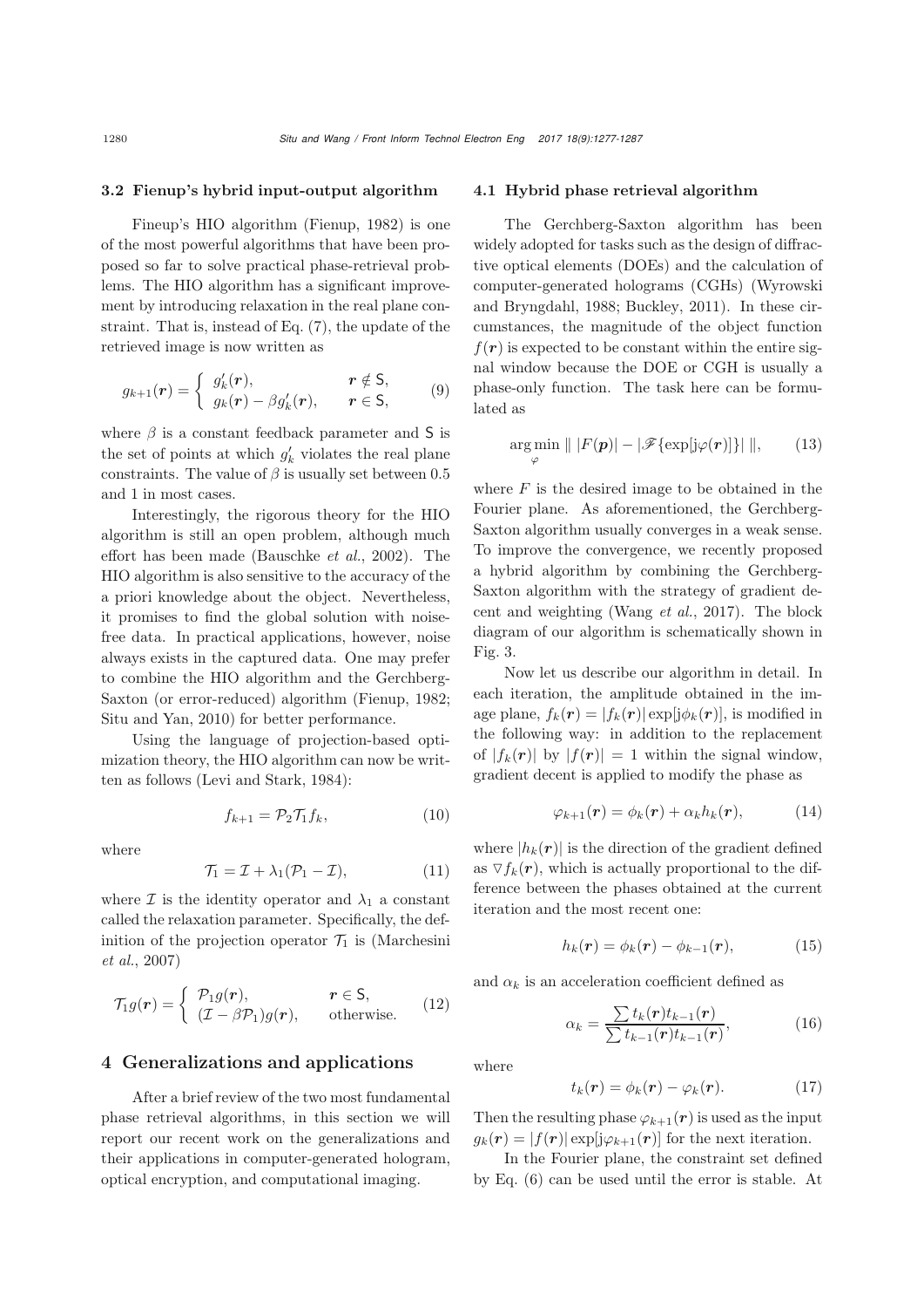### 3.2 Fienup's hybrid input-output algorithm

Fineup's HIO algorithm (Fienup, 1982) is one of the most powerful algorithms that have been proposed so far to solve practical phase-retrieval problems. The HIO algorithm has a significant improvement by introducing relaxation in the real plane constraint. That is, instead of Eq. (7), the update of the retrieved image is now written as

$$g_{k+1}(\boldsymbol{r}) = \begin{cases} g'_k(\boldsymbol{r}), & \boldsymbol{r} \notin \mathsf{S}, \\ g_k(\boldsymbol{r}) - \beta g'_k(\boldsymbol{r}), & \boldsymbol{r} \in \mathsf{S}, \end{cases} \tag{9}$$

where $\beta$ is a constant feedback parameter and $\mathsf{S}$ is the set of points at which $g'_k$ violates the real plane constraints. The value of $\beta$ is usually set between 0.5 and 1 in most cases.

Interestingly, the rigorous theory for the HIO algorithm is still an open problem, although much effort has been made (Bauschke *et al.*, 2002). The HIO algorithm is also sensitive to the accuracy of the a priori knowledge about the object. Nevertheless, it promises to find the global solution with noise-free data. In practical applications, however, noise always exists in the captured data. One may prefer to combine the HIO algorithm and the Gerchberg-Saxton (or error-reduced) algorithm (Fienup, 1982; Situ and Yan, 2010) for better performance.

Using the language of projection-based optimization theory, the HIO algorithm can now be written as follows (Levi and Stark, 1984):

$$f_{k+1} = \mathcal{P}_2 \mathcal{T}_1 f_k, \tag{10}$$

where

$$\mathcal{T}_1 = \mathcal{I} + \lambda_1(\mathcal{P}_1 - \mathcal{I}), \tag{11}$$

where $\mathcal{I}$ is the identity operator and $\lambda_1$ a constant called the relaxation parameter. Specifically, the definition of the projection operator $\mathcal{T}_1$ is (Marchesini *et al.*, 2007)

$$\mathcal{T}_1 g(\boldsymbol{r}) = \begin{cases} \mathcal{P}_1 g(\boldsymbol{r}), & \boldsymbol{r} \in \mathsf{S}, \\ (\mathcal{I} - \beta \mathcal{P}_1) g(\boldsymbol{r}), & \text{otherwise.} \end{cases} \tag{12}$$

## 4 Generalizations and applications

After a brief review of the two most fundamental phase retrieval algorithms, in this section we will report our recent work on the generalizations and their applications in computer-generated hologram, optical encryption, and computational imaging.

### 4.1 Hybrid phase retrieval algorithm

The Gerchberg-Saxton algorithm has been widely adopted for tasks such as the design of diffractive optical elements (DOEs) and the calculation of computer-generated holograms (CGHs) (Wyrowski and Bryngdahl, 1988; Buckley, 2011). In these circumstances, the magnitude of the object function $f(\boldsymbol{r})$ is expected to be constant within the entire signal window because the DOE or CGH is usually a phase-only function. The task here can be formulated as

$$\arg\min_{\varphi} \| \, |F(\boldsymbol{p})| - |\mathscr{F}\{\exp[\mathrm{j}\varphi(\boldsymbol{r})]\}| \, \|, \tag{13}$$

where $F$ is the desired image to be obtained in the Fourier plane. As aforementioned, the Gerchberg-Saxton algorithm usually converges in a weak sense. To improve the convergence, we recently proposed a hybrid algorithm by combining the Gerchberg-Saxton algorithm with the strategy of gradient decent and weighting (Wang *et al.*, 2017). The block diagram of our algorithm is schematically shown in Fig. 3.

Now let us describe our algorithm in detail. In each iteration, the amplitude obtained in the image plane, $f_k(\boldsymbol{r}) = |f_k(\boldsymbol{r})| \exp[\mathrm{j}\phi_k(\boldsymbol{r})]$, is modified in the following way: in addition to the replacement of $|f_k(\boldsymbol{r})|$ by $|f(\boldsymbol{r})| = 1$ within the signal window, gradient decent is applied to modify the phase as

$$\varphi_{k+1}(\boldsymbol{r}) = \phi_k(\boldsymbol{r}) + \alpha_k h_k(\boldsymbol{r}), \tag{14}$$

where $|h_k(\boldsymbol{r})|$ is the direction of the gradient defined as $\triangledown f_k(\boldsymbol{r})$, which is actually proportional to the difference between the phases obtained at the current iteration and the most recent one:

$$h_k(\boldsymbol{r}) = \phi_k(\boldsymbol{r}) - \phi_{k-1}(\boldsymbol{r}), \tag{15}$$

and $\alpha_k$ is an acceleration coefficient defined as

$$\alpha_k = \frac{\sum t_k(\boldsymbol{r}) t_{k-1}(\boldsymbol{r})}{\sum t_{k-1}(\boldsymbol{r}) t_{k-1}(\boldsymbol{r})}, \tag{16}$$

where

$$t_k(\boldsymbol{r}) = \phi_k(\boldsymbol{r}) - \varphi_k(\boldsymbol{r}). \tag{17}$$

Then the resulting phase $\varphi_{k+1}(\boldsymbol{r})$ is used as the input $g_k(\boldsymbol{r}) = |f(\boldsymbol{r})| \exp[\mathrm{j}\varphi_{k+1}(\boldsymbol{r})]$ for the next iteration.

In the Fourier plane, the constraint set defined by Eq. (6) can be used until the error is stable. At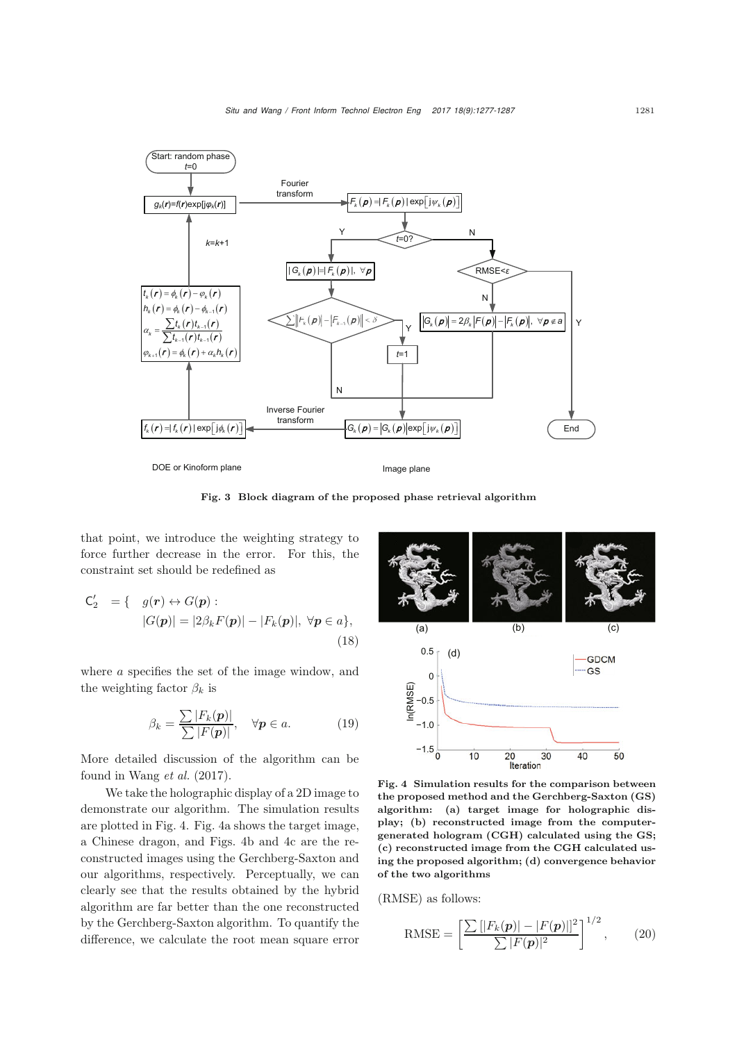Fig. 3 Block diagram of the proposed phase retrieval algorithm

that point, we introduce the weighting strategy to force further decrease in the error. For this, the constraint set should be redefined as

$$\mathsf{C}_2' = \{ \; g(\boldsymbol{r}) \leftrightarrow G(\boldsymbol{p}) : \\ |G(\boldsymbol{p})| = |2\beta_k F(\boldsymbol{p})| - |F_k(\boldsymbol{p})|, \; \forall \boldsymbol{p} \in a \}, \tag{18}$$

where $a$ specifies the set of the image window, and the weighting factor $\beta_k$ is

$$\beta_k = \frac{\sum |F_k(\boldsymbol{p})|}{\sum |F(\boldsymbol{p})|}, \quad \forall \boldsymbol{p} \in a. \tag{19}$$

More detailed discussion of the algorithm can be found in Wang *et al.* (2017).

We take the holographic display of a 2D image to demonstrate our algorithm. The simulation results are plotted in Fig. 4. Fig. 4a shows the target image, a Chinese dragon, and Figs. 4b and 4c are the reconstructed images using the Gerchberg-Saxton and our algorithms, respectively. Perceptually, we can clearly see that the results obtained by the hybrid algorithm are far better than the one reconstructed by the Gerchberg-Saxton algorithm. To quantify the difference, we calculate the root mean square error (RMSE) as follows:

Fig. 4 Simulation results for the comparison between the proposed method and the Gerchberg-Saxton (GS) algorithm: (a) target image for holographic display; (b) reconstructed image from the computer-generated hologram (CGH) calculated using the GS; (c) reconstructed image from the CGH calculated using the proposed algorithm; (d) convergence behavior of the two algorithms

$$\text{RMSE} = \left[ \frac{\sum \left[ |F_k(\boldsymbol{p})| - |F(\boldsymbol{p})| \right]^2}{\sum |F(\boldsymbol{p})|^2} \right]^{1/2}, \tag{20}$$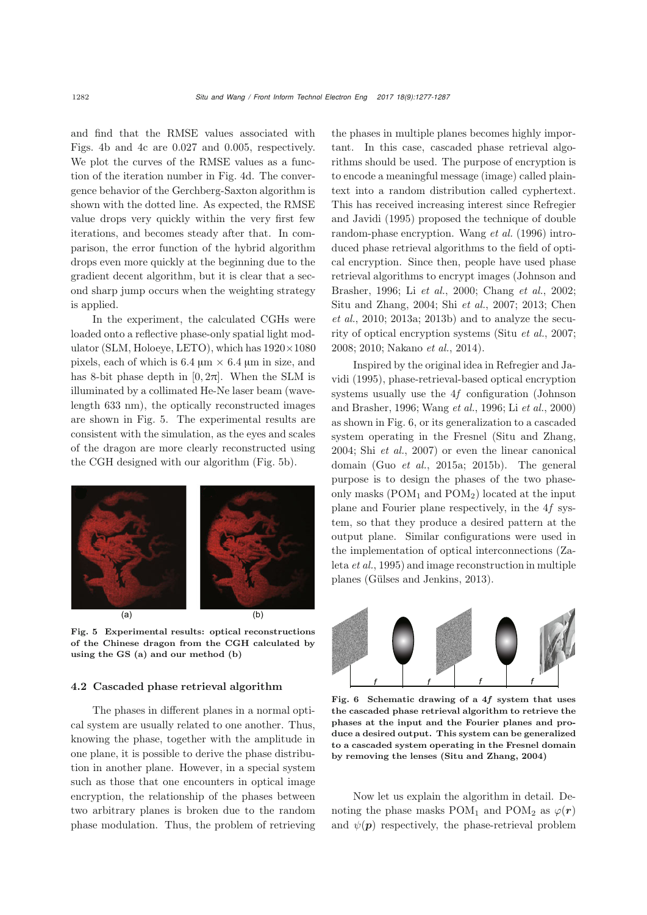and find that the RMSE values associated with Figs. 4b and 4c are 0.027 and 0.005, respectively. We plot the curves of the RMSE values as a function of the iteration number in Fig. 4d. The convergence behavior of the Gerchberg-Saxton algorithm is shown with the dotted line. As expected, the RMSE value drops very quickly within the very first few iterations, and becomes steady after that. In comparison, the error function of the hybrid algorithm drops even more quickly at the beginning due to the gradient decent algorithm, but it is clear that a second sharp jump occurs when the weighting strategy is applied.

In the experiment, the calculated CGHs were loaded onto a reflective phase-only spatial light modulator (SLM, Holoeye, LETO), which has $1920\times1080$ pixels, each of which is 6.4 μm × 6.4 μm in size, and has 8-bit phase depth in $[0, 2\pi]$. When the SLM is illuminated by a collimated He-Ne laser beam (wavelength 633 nm), the optically reconstructed images are shown in Fig. 5. The experimental results are consistent with the simulation, as the eyes and scales of the dragon are more clearly reconstructed using the CGH designed with our algorithm (Fig. 5b).

**Fig. 5 Experimental results: optical reconstructions of the Chinese dragon from the CGH calculated by using the GS (a) and our method (b)**

### 4.2 Cascaded phase retrieval algorithm

The phases in different planes in a normal optical system are usually related to one another. Thus, knowing the phase, together with the amplitude in one plane, it is possible to derive the phase distribution in another plane. However, in a special system such as those that one encounters in optical image encryption, the relationship of the phases between two arbitrary planes is broken due to the random phase modulation. Thus, the problem of retrieving the phases in multiple planes becomes highly important. In this case, cascaded phase retrieval algorithms should be used. The purpose of encryption is to encode a meaningful message (image) called plaintext into a random distribution called cyphertext. This has received increasing interest since Refregier and Javidi (1995) proposed the technique of double random-phase encryption. Wang *et al.* (1996) introduced phase retrieval algorithms to the field of optical encryption. Since then, people have used phase retrieval algorithms to encrypt images (Johnson and Brasher, 1996; Li *et al.*, 2000; Chang *et al.*, 2002; Situ and Zhang, 2004; Shi *et al.*, 2007; 2013; Chen *et al.*, 2010; 2013a; 2013b) and to analyze the security of optical encryption systems (Situ *et al.*, 2007; 2008; 2010; Nakano *et al.*, 2014).

Inspired by the original idea in Refregier and Javidi (1995), phase-retrieval-based optical encryption systems usually use the 4$f$ configuration (Johnson and Brasher, 1996; Wang *et al.*, 1996; Li *et al.*, 2000) as shown in Fig. 6, or its generalization to a cascaded system operating in the Fresnel (Situ and Zhang, 2004; Shi *et al.*, 2007) or even the linear canonical domain (Guo *et al.*, 2015a; 2015b). The general purpose is to design the phases of the two phase-only masks ($\text{POM}_1$ and $\text{POM}_2$) located at the input plane and Fourier plane respectively, in the 4$f$ system, so that they produce a desired pattern at the output plane. Similar configurations were used in the implementation of optical interconnections (Zaleta *et al.*, 1995) and image reconstruction in multiple planes (Gülses and Jenkins, 2013).

**Fig. 6 Schematic drawing of a 4$f$ system that uses the cascaded phase retrieval algorithm to retrieve the phases at the input and the Fourier planes and produce a desired output. This system can be generalized to a cascaded system operating in the Fresnel domain by removing the lenses (Situ and Zhang, 2004)**

Now let us explain the algorithm in detail. Denoting the phase masks $\text{POM}_1$ and $\text{POM}_2$ as $\varphi(\boldsymbol{r})$ and $\psi(\boldsymbol{p})$ respectively, the phase-retrieval problem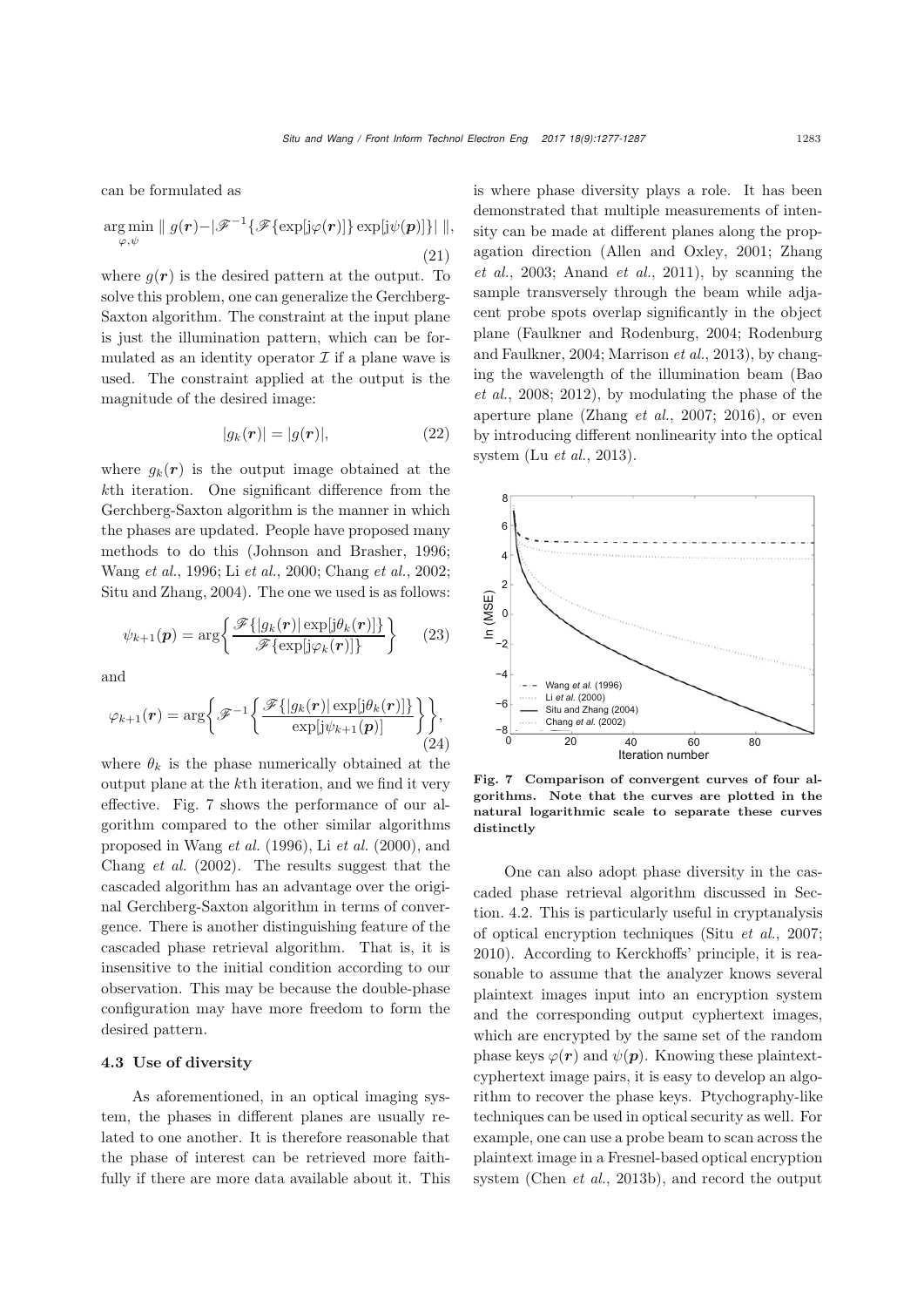can be formulated as

$$\arg\min_{\varphi,\psi} \| g(\boldsymbol{r}) - |\mathscr{F}^{-1}\{\mathscr{F}\{\exp[\mathrm{j}\varphi(\boldsymbol{r})]\}\exp[\mathrm{j}\psi(\boldsymbol{p})]\}| \|, \tag{21}$$

where $g(\boldsymbol{r})$ is the desired pattern at the output. To solve this problem, one can generalize the Gerchberg-Saxton algorithm. The constraint at the input plane is just the illumination pattern, which can be formulated as an identity operator $\mathcal{I}$ if a plane wave is used. The constraint applied at the output is the magnitude of the desired image:

$$|g_k(\boldsymbol{r})| = |g(\boldsymbol{r})|, \tag{22}$$

where $g_k(\boldsymbol{r})$ is the output image obtained at the $k$th iteration. One significant difference from the Gerchberg-Saxton algorithm is the manner in which the phases are updated. People have proposed many methods to do this (Johnson and Brasher, 1996; Wang *et al.*, 1996; Li *et al.*, 2000; Chang *et al.*, 2002; Situ and Zhang, 2004). The one we used is as follows:

$$\psi_{k+1}(\boldsymbol{p}) = \arg\left\{\frac{\mathscr{F}\{|g_k(\boldsymbol{r})|\exp[\mathrm{j}\theta_k(\boldsymbol{r})]\}}{\mathscr{F}\{\exp[\mathrm{j}\varphi_k(\boldsymbol{r})]\}}\right\} \tag{23}$$

and

$$\varphi_{k+1}(\boldsymbol{r}) = \arg\left\{\mathscr{F}^{-1}\left\{\frac{\mathscr{F}\{|g_k(\boldsymbol{r})|\exp[\mathrm{j}\theta_k(\boldsymbol{r})]\}}{\exp[\mathrm{j}\psi_{k+1}(\boldsymbol{p})]}\right\}\right\}, \tag{24}$$

where $\theta_k$ is the phase numerically obtained at the output plane at the $k$th iteration, and we find it very effective. Fig. 7 shows the performance of our algorithm compared to the other similar algorithms proposed in Wang *et al.* (1996), Li *et al.* (2000), and Chang *et al.* (2002). The results suggest that the cascaded algorithm has an advantage over the original Gerchberg-Saxton algorithm in terms of convergence. There is another distinguishing feature of the cascaded phase retrieval algorithm. That is, it is insensitive to the initial condition according to our observation. This may be because the double-phase configuration may have more freedom to form the desired pattern.

### 4.3 Use of diversity

As aforementioned, in an optical imaging system, the phases in different planes are usually related to one another. It is therefore reasonable that the phase of interest can be retrieved more faithfully if there are more data available about it. This is where phase diversity plays a role. It has been demonstrated that multiple measurements of intensity can be made at different planes along the propagation direction (Allen and Oxley, 2001; Zhang *et al.*, 2003; Anand *et al.*, 2011), by scanning the sample transversely through the beam while adjacent probe spots overlap significantly in the object plane (Faulkner and Rodenburg, 2004; Rodenburg and Faulkner, 2004; Marrison *et al.*, 2013), by changing the wavelength of the illumination beam (Bao *et al.*, 2008; 2012), by modulating the phase of the aperture plane (Zhang *et al.*, 2007; 2016), or even by introducing different nonlinearity into the optical system (Lu *et al.*, 2013).

**Fig. 7 Comparison of convergent curves of four algorithms. Note that the curves are plotted in the natural logarithmic scale to separate these curves distinctly**

One can also adopt phase diversity in the cascaded phase retrieval algorithm discussed in Section. 4.2. This is particularly useful in cryptanalysis of optical encryption techniques (Situ *et al.*, 2007; 2010). According to Kerckhoffs' principle, it is reasonable to assume that the analyzer knows several plaintext images input into an encryption system and the corresponding output cyphertext images, which are encrypted by the same set of the random phase keys $\varphi(\boldsymbol{r})$ and $\psi(\boldsymbol{p})$. Knowing these plaintext-cyphertext image pairs, it is easy to develop an algorithm to recover the phase keys. Ptychography-like techniques can be used in optical security as well. For example, one can use a probe beam to scan across the plaintext image in a Fresnel-based optical encryption system (Chen *et al.*, 2013b), and record the output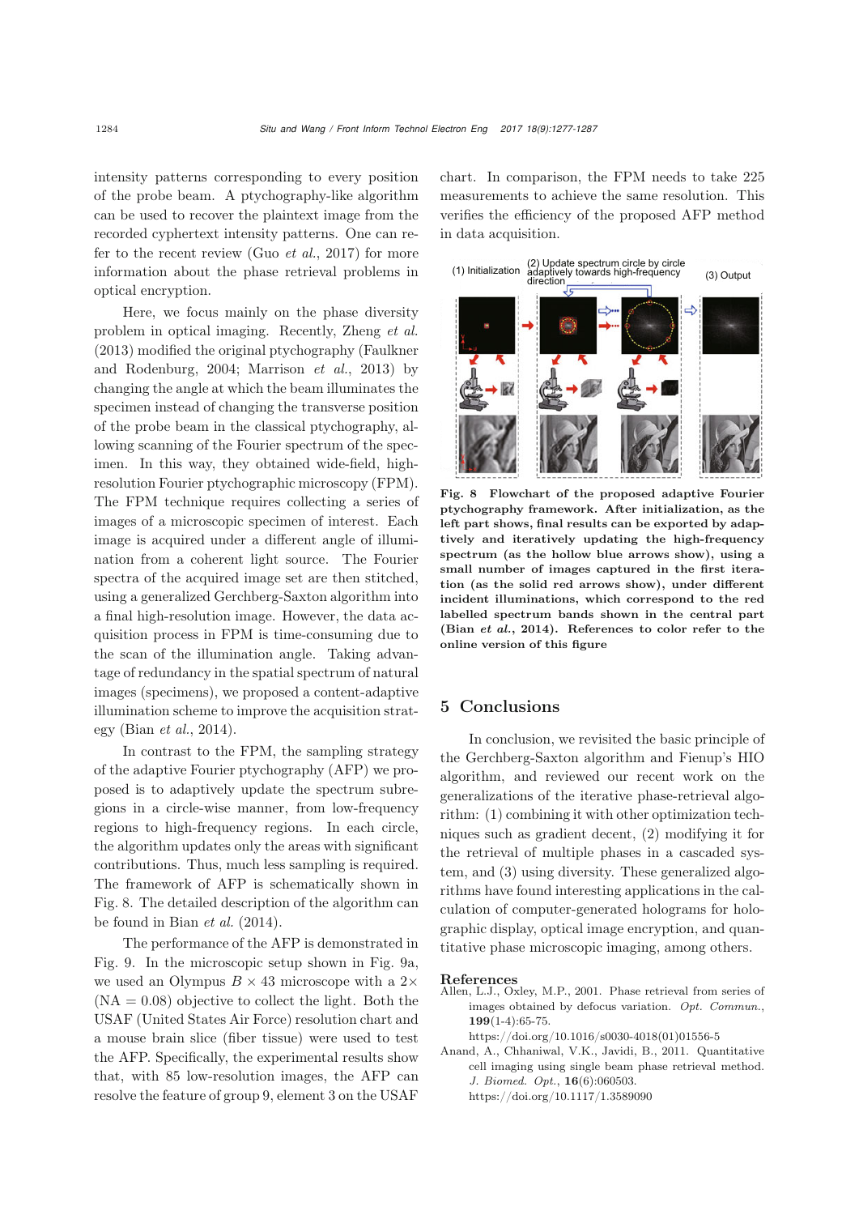intensity patterns corresponding to every position of the probe beam. A ptychography-like algorithm can be used to recover the plaintext image from the recorded cyphertext intensity patterns. One can refer to the recent review (Guo *et al.*, 2017) for more information about the phase retrieval problems in optical encryption.

Here, we focus mainly on the phase diversity problem in optical imaging. Recently, Zheng *et al.* (2013) modified the original ptychography (Faulkner and Rodenburg, 2004; Marrison *et al.*, 2013) by changing the angle at which the beam illuminates the specimen instead of changing the transverse position of the probe beam in the classical ptychography, allowing scanning of the Fourier spectrum of the specimen. In this way, they obtained wide-field, high-resolution Fourier ptychographic microscopy (FPM). The FPM technique requires collecting a series of images of a microscopic specimen of interest. Each image is acquired under a different angle of illumination from a coherent light source. The Fourier spectra of the acquired image set are then stitched, using a generalized Gerchberg-Saxton algorithm into a final high-resolution image. However, the data acquisition process in FPM is time-consuming due to the scan of the illumination angle. Taking advantage of redundancy in the spatial spectrum of natural images (specimens), we proposed a content-adaptive illumination scheme to improve the acquisition strategy (Bian *et al.*, 2014).

In contrast to the FPM, the sampling strategy of the adaptive Fourier ptychography (AFP) we proposed is to adaptively update the spectrum subregions in a circle-wise manner, from low-frequency regions to high-frequency regions. In each circle, the algorithm updates only the areas with significant contributions. Thus, much less sampling is required. The framework of AFP is schematically shown in Fig. 8. The detailed description of the algorithm can be found in Bian *et al.* (2014).

The performance of the AFP is demonstrated in Fig. 9. In the microscopic setup shown in Fig. 9a, we used an Olympus $B \times 43$ microscope with a $2\times$ (NA $= 0.08$) objective to collect the light. Both the USAF (United States Air Force) resolution chart and a mouse brain slice (fiber tissue) were used to test the AFP. Specifically, the experimental results show that, with 85 low-resolution images, the AFP can resolve the feature of group 9, element 3 on the USAF chart. In comparison, the FPM needs to take 225 measurements to achieve the same resolution. This verifies the efficiency of the proposed AFP method in data acquisition.

**Fig. 8 Flowchart of the proposed adaptive Fourier ptychography framework. After initialization, as the left part shows, final results can be exported by adaptively and iteratively updating the high-frequency spectrum (as the hollow blue arrows show), using a small number of images captured in the first iteration (as the solid red arrows show), under different incident illuminations, which correspond to the red labelled spectrum bands shown in the central part (Bian *et al.*, 2014). References to color refer to the online version of this figure**

## 5 Conclusions

In conclusion, we revisited the basic principle of the Gerchberg-Saxton algorithm and Fienup's HIO algorithm, and reviewed our recent work on the generalizations of the iterative phase-retrieval algorithm: (1) combining it with other optimization techniques such as gradient decent, (2) modifying it for the retrieval of multiple phases in a cascaded system, and (3) using diversity. These generalized algorithms have found interesting applications in the calculation of computer-generated holograms for holographic display, optical image encryption, and quantitative phase microscopic imaging, among others.

## References

Allen, L.J., Oxley, M.P., 2001. Phase retrieval from series of images obtained by defocus variation. *Opt. Commun.*, **199**(1-4):65-75. https://doi.org/10.1016/s0030-4018(01)01556-5

Anand, A., Chhaniwal, V.K., Javidi, B., 2011. Quantitative cell imaging using single beam phase retrieval method. *J. Biomed. Opt.*, **16**(6):060503. https://doi.org/10.1117/1.3589090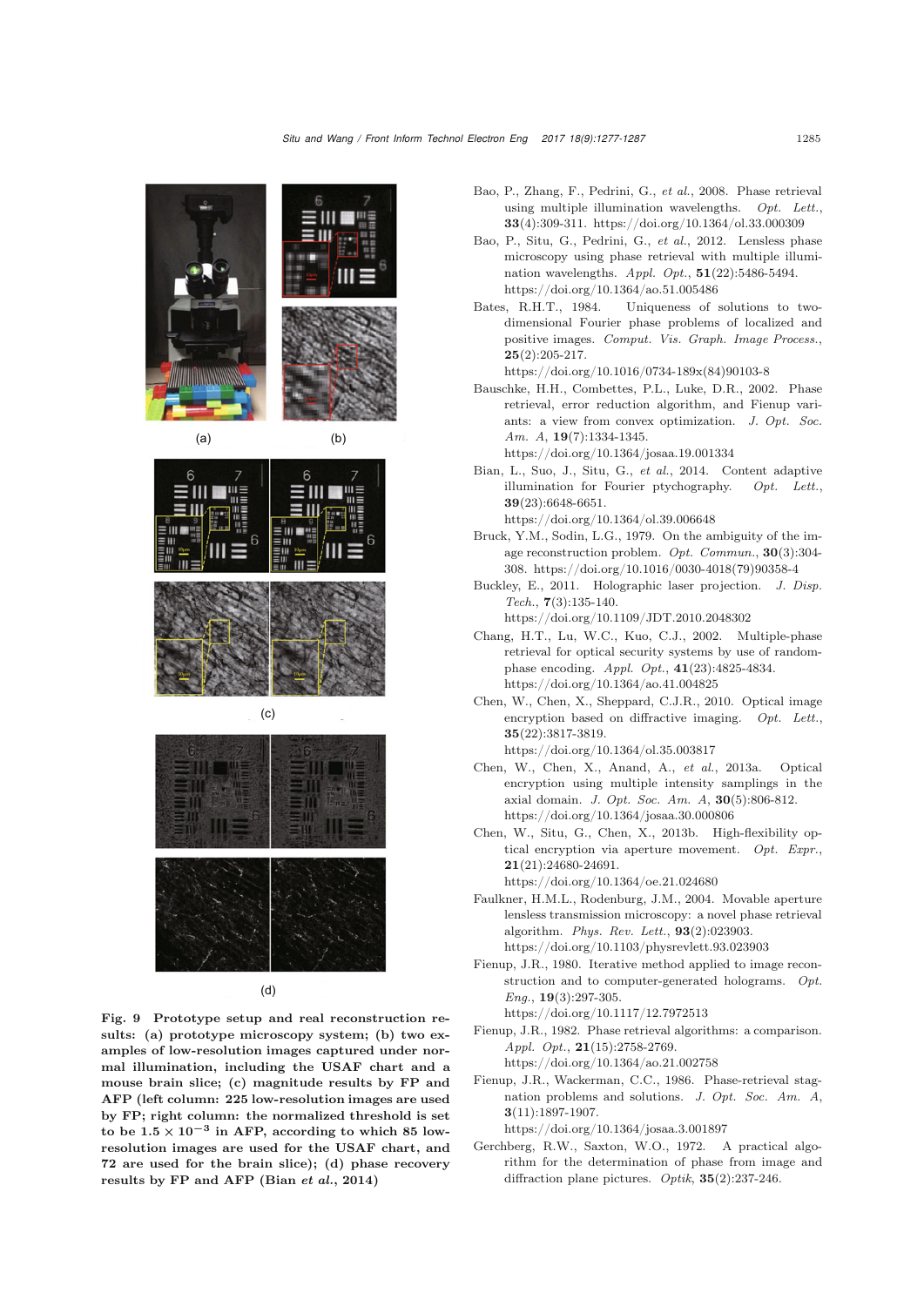**Fig. 9 Prototype setup and real reconstruction results: (a) prototype microscopy system; (b) two examples of low-resolution images captured under normal illumination, including the USAF chart and a mouse brain slice; (c) magnitude results by FP and AFP (left column: 225 low-resolution images are used by FP; right column: the normalized threshold is set to be $1.5 \times 10^{-3}$ in AFP, according to which 85 low-resolution images are used for the USAF chart, and 72 are used for the brain slice); (d) phase recovery results by FP and AFP (Bian *et al.*, 2014)**

Bao, P., Zhang, F., Pedrini, G., *et al.*, 2008. Phase retrieval using multiple illumination wavelengths. *Opt. Lett.*, **33**(4):309-311. https://doi.org/10.1364/ol.33.000309

Bao, P., Situ, G., Pedrini, G., *et al.*, 2012. Lensless phase microscopy using phase retrieval with multiple illumination wavelengths. *Appl. Opt.*, **51**(22):5486-5494. https://doi.org/10.1364/ao.51.005486

Bates, R.H.T., 1984. Uniqueness of solutions to two-dimensional Fourier phase problems of localized and positive images. *Comput. Vis. Graph. Image Process.*, **25**(2):205-217. https://doi.org/10.1016/0734-189x(84)90103-8

Bauschke, H.H., Combettes, P.L., Luke, D.R., 2002. Phase retrieval, error reduction algorithm, and Fienup variants: a view from convex optimization. *J. Opt. Soc. Am. A*, **19**(7):1334-1345. https://doi.org/10.1364/josaa.19.001334

Bian, L., Suo, J., Situ, G., *et al.*, 2014. Content adaptive illumination for Fourier ptychography. *Opt. Lett.*, **39**(23):6648-6651. https://doi.org/10.1364/ol.39.006648

Bruck, Y.M., Sodin, L.G., 1979. On the ambiguity of the image reconstruction problem. *Opt. Commun.*, **30**(3):304-308. https://doi.org/10.1016/0030-4018(79)90358-4

Buckley, E., 2011. Holographic laser projection. *J. Disp. Tech.*, **7**(3):135-140. https://doi.org/10.1109/JDT.2010.2048302

Chang, H.T., Lu, W.C., Kuo, C.J., 2002. Multiple-phase retrieval for optical security systems by use of random-phase encoding. *Appl. Opt.*, **41**(23):4825-4834. https://doi.org/10.1364/ao.41.004825

Chen, W., Chen, X., Sheppard, C.J.R., 2010. Optical image encryption based on diffractive imaging. *Opt. Lett.*, **35**(22):3817-3819. https://doi.org/10.1364/ol.35.003817

Chen, W., Chen, X., Anand, A., *et al.*, 2013a. Optical encryption using multiple intensity samplings in the axial domain. *J. Opt. Soc. Am. A*, **30**(5):806-812. https://doi.org/10.1364/josaa.30.000806

Chen, W., Situ, G., Chen, X., 2013b. High-flexibility optical encryption via aperture movement. *Opt. Expr.*, **21**(21):24680-24691. https://doi.org/10.1364/oe.21.024680

Faulkner, H.M.L., Rodenburg, J.M., 2004. Movable aperture lensless transmission microscopy: a novel phase retrieval algorithm. *Phys. Rev. Lett.*, **93**(2):023903. https://doi.org/10.1103/physrevlett.93.023903

Fienup, J.R., 1980. Iterative method applied to image reconstruction and to computer-generated holograms. *Opt. Eng.*, **19**(3):297-305. https://doi.org/10.1117/12.7972513

Fienup, J.R., 1982. Phase retrieval algorithms: a comparison. *Appl. Opt.*, **21**(15):2758-2769. https://doi.org/10.1364/ao.21.002758

Fienup, J.R., Wackerman, C.C., 1986. Phase-retrieval stagnation problems and solutions. *J. Opt. Soc. Am. A*, **3**(11):1897-1907. https://doi.org/10.1364/josaa.3.001897

Gerchberg, R.W., Saxton, W.O., 1972. A practical algorithm for the determination of phase from image and diffraction plane pictures. *Optik*, **35**(2):237-246.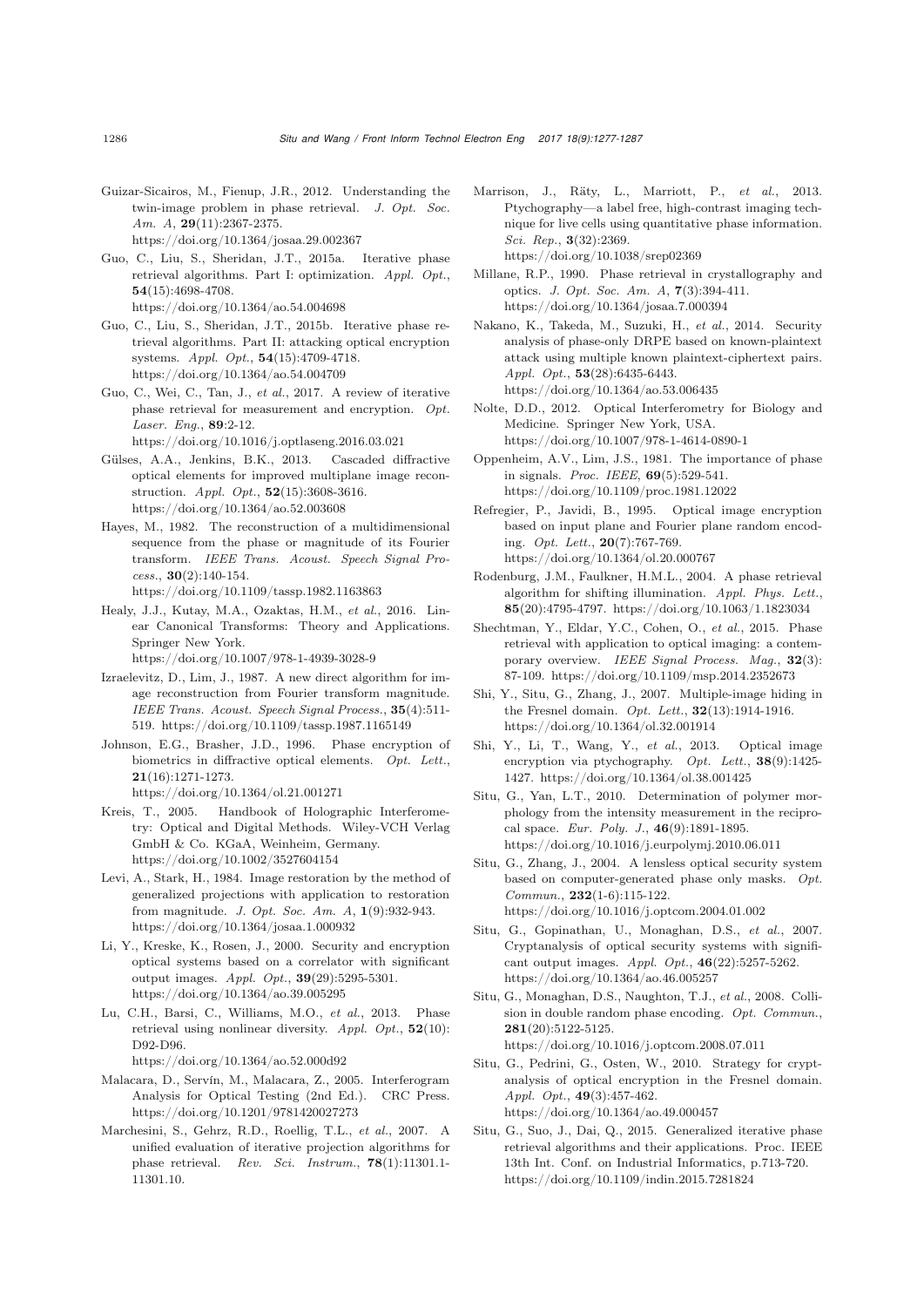Guizar-Sicairos, M., Fienup, J.R., 2012. Understanding the twin-image problem in phase retrieval. *J. Opt. Soc. Am. A*, **29**(11):2367-2375. https://doi.org/10.1364/josaa.29.002367

Guo, C., Liu, S., Sheridan, J.T., 2015a. Iterative phase retrieval algorithms. Part I: optimization. *Appl. Opt.*, **54**(15):4698-4708. https://doi.org/10.1364/ao.54.004698

Guo, C., Liu, S., Sheridan, J.T., 2015b. Iterative phase retrieval algorithms. Part II: attacking optical encryption systems. *Appl. Opt.*, **54**(15):4709-4718. https://doi.org/10.1364/ao.54.004709

Guo, C., Wei, C., Tan, J., *et al.*, 2017. A review of iterative phase retrieval for measurement and encryption. *Opt. Laser. Eng.*, **89**:2-12. https://doi.org/10.1016/j.optlaseng.2016.03.021

Gülses, A.A., Jenkins, B.K., 2013. Cascaded diffractive optical elements for improved multiplane image reconstruction. *Appl. Opt.*, **52**(15):3608-3616. https://doi.org/10.1364/ao.52.003608

Hayes, M., 1982. The reconstruction of a multidimensional sequence from the phase or magnitude of its Fourier transform. *IEEE Trans. Acoust. Speech Signal Process.*, **30**(2):140-154. https://doi.org/10.1109/tassp.1982.1163863

Healy, J.J., Kutay, M.A., Ozaktas, H.M., *et al.*, 2016. Linear Canonical Transforms: Theory and Applications. Springer New York. https://doi.org/10.1007/978-1-4939-3028-9

Izraelevitz, D., Lim, J., 1987. A new direct algorithm for image reconstruction from Fourier transform magnitude. *IEEE Trans. Acoust. Speech Signal Process.*, **35**(4):511-519. https://doi.org/10.1109/tassp.1987.1165149

Johnson, E.G., Brasher, J.D., 1996. Phase encryption of biometrics in diffractive optical elements. *Opt. Lett.*, **21**(16):1271-1273. https://doi.org/10.1364/ol.21.001271

Kreis, T., 2005. Handbook of Holographic Interferometry: Optical and Digital Methods. Wiley-VCH Verlag GmbH & Co. KGaA, Weinheim, Germany. https://doi.org/10.1002/3527604154

Levi, A., Stark, H., 1984. Image restoration by the method of generalized projections with application to restoration from magnitude. *J. Opt. Soc. Am. A*, **1**(9):932-943. https://doi.org/10.1364/josaa.1.000932

Li, Y., Kreske, K., Rosen, J., 2000. Security and encryption optical systems based on a correlator with significant output images. *Appl. Opt.*, **39**(29):5295-5301. https://doi.org/10.1364/ao.39.005295

Lu, C.H., Barsi, C., Williams, M.O., *et al.*, 2013. Phase retrieval using nonlinear diversity. *Appl. Opt.*, **52**(10):D92-D96. https://doi.org/10.1364/ao.52.000d92

Malacara, D., Servín, M., Malacara, Z., 2005. Interferogram Analysis for Optical Testing (2nd Ed.). CRC Press. https://doi.org/10.1201/9781420027273

Marchesini, S., Gehrz, R.D., Roellig, T.L., *et al.*, 2007. A unified evaluation of iterative projection algorithms for phase retrieval. *Rev. Sci. Instrum.*, **78**(1):11301.1-11301.10.

Marrison, J., Räty, L., Marriott, P., *et al.*, 2013. Ptychography—a label free, high-contrast imaging technique for live cells using quantitative phase information. *Sci. Rep.*, **3**(32):2369. https://doi.org/10.1038/srep02369

Millane, R.P., 1990. Phase retrieval in crystallography and optics. *J. Opt. Soc. Am. A*, **7**(3):394-411. https://doi.org/10.1364/josaa.7.000394

Nakano, K., Takeda, M., Suzuki, H., *et al.*, 2014. Security analysis of phase-only DRPE based on known-plaintext attack using multiple known plaintext-ciphertext pairs. *Appl. Opt.*, **53**(28):6435-6443. https://doi.org/10.1364/ao.53.006435

Nolte, D.D., 2012. Optical Interferometry for Biology and Medicine. Springer New York, USA. https://doi.org/10.1007/978-1-4614-0890-1

Oppenheim, A.V., Lim, J.S., 1981. The importance of phase in signals. *Proc. IEEE*, **69**(5):529-541. https://doi.org/10.1109/proc.1981.12022

Refregier, P., Javidi, B., 1995. Optical image encryption based on input plane and Fourier plane random encoding. *Opt. Lett.*, **20**(7):767-769. https://doi.org/10.1364/ol.20.000767

Rodenburg, J.M., Faulkner, H.M.L., 2004. A phase retrieval algorithm for shifting illumination. *Appl. Phys. Lett.*, **85**(20):4795-4797. https://doi.org/10.1063/1.1823034

Shechtman, Y., Eldar, Y.C., Cohen, O., *et al.*, 2015. Phase retrieval with application to optical imaging: a contemporary overview. *IEEE Signal Process. Mag.*, **32**(3):87-109. https://doi.org/10.1109/msp.2014.2352673

Shi, Y., Situ, G., Zhang, J., 2007. Multiple-image hiding in the Fresnel domain. *Opt. Lett.*, **32**(13):1914-1916. https://doi.org/10.1364/ol.32.001914

Shi, Y., Li, T., Wang, Y., *et al.*, 2013. Optical image encryption via ptychography. *Opt. Lett.*, **38**(9):1425-1427. https://doi.org/10.1364/ol.38.001425

Situ, G., Yan, L.T., 2010. Determination of polymer morphology from the intensity measurement in the reciprocal space. *Eur. Poly. J.*, **46**(9):1891-1895. https://doi.org/10.1016/j.eurpolymj.2010.06.011

Situ, G., Zhang, J., 2004. A lensless optical security system based on computer-generated phase only masks. *Opt. Commun.*, **232**(1-6):115-122. https://doi.org/10.1016/j.optcom.2004.01.002

Situ, G., Gopinathan, U., Monaghan, D.S., *et al.*, 2007. Cryptanalysis of optical security systems with significant output images. *Appl. Opt.*, **46**(22):5257-5262. https://doi.org/10.1364/ao.46.005257

Situ, G., Monaghan, D.S., Naughton, T.J., *et al.*, 2008. Collision in double random phase encoding. *Opt. Commun.*, **281**(20):5122-5125. https://doi.org/10.1016/j.optcom.2008.07.011

Situ, G., Pedrini, G., Osten, W., 2010. Strategy for cryptanalysis of optical encryption in the Fresnel domain. *Appl. Opt.*, **49**(3):457-462. https://doi.org/10.1364/ao.49.000457

Situ, G., Suo, J., Dai, Q., 2015. Generalized iterative phase retrieval algorithms and their applications. Proc. IEEE 13th Int. Conf. on Industrial Informatics, p.713-720. https://doi.org/10.1109/indin.2015.7281824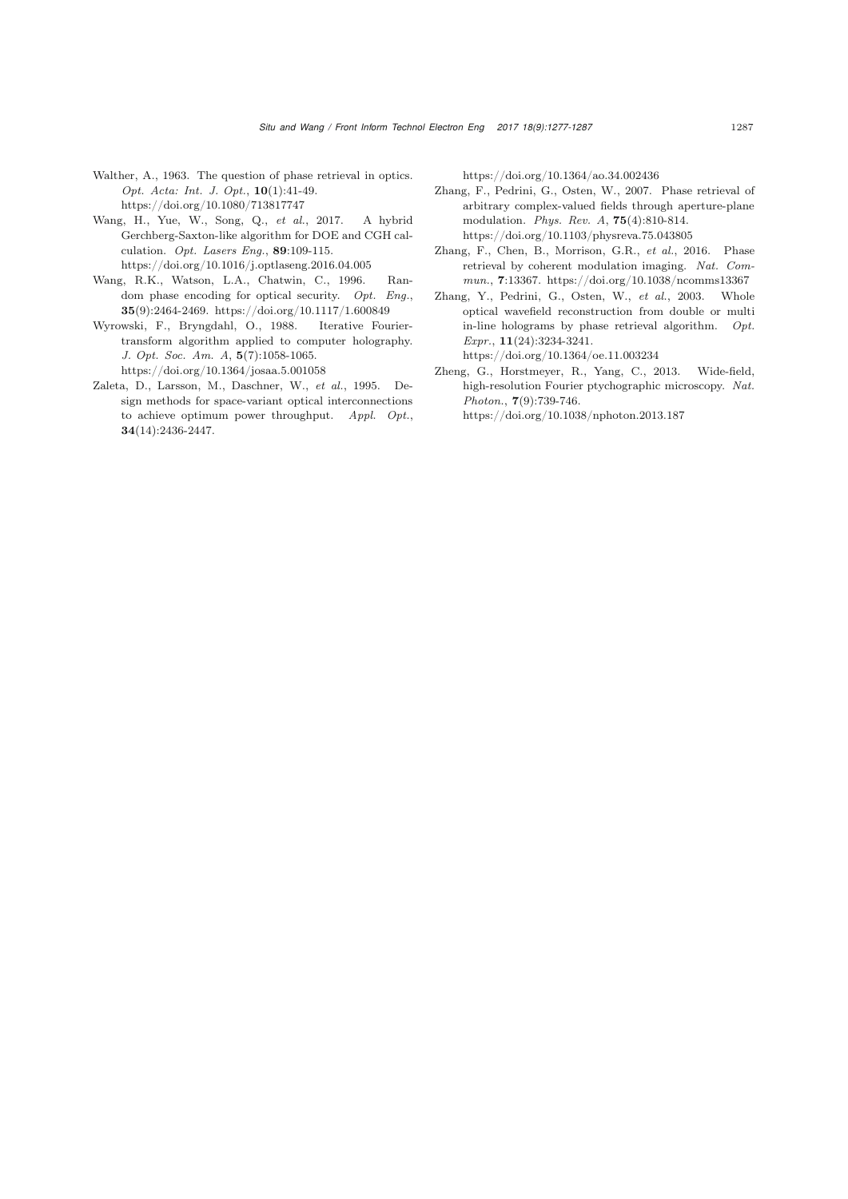Walther, A., 1963. The question of phase retrieval in optics. *Opt. Acta: Int. J. Opt.*, **10**(1):41-49. https://doi.org/10.1080/713817747

Wang, H., Yue, W., Song, Q., *et al.*, 2017. A hybrid Gerchberg-Saxton-like algorithm for DOE and CGH calculation. *Opt. Lasers Eng.*, **89**:109-115. https://doi.org/10.1016/j.optlaseng.2016.04.005

Wang, R.K., Watson, L.A., Chatwin, C., 1996. Random phase encoding for optical security. *Opt. Eng.*, **35**(9):2464-2469. https://doi.org/10.1117/1.600849

Wyrowski, F., Bryngdahl, O., 1988. Iterative Fourier-transform algorithm applied to computer holography. *J. Opt. Soc. Am. A*, **5**(7):1058-1065. https://doi.org/10.1364/josaa.5.001058

Zaleta, D., Larsson, M., Daschner, W., *et al.*, 1995. Design methods for space-variant optical interconnections to achieve optimum power throughput. *Appl. Opt.*, **34**(14):2436-2447. https://doi.org/10.1364/ao.34.002436

Zhang, F., Pedrini, G., Osten, W., 2007. Phase retrieval of arbitrary complex-valued fields through aperture-plane modulation. *Phys. Rev. A*, **75**(4):810-814. https://doi.org/10.1103/physreva.75.043805

Zhang, F., Chen, B., Morrison, G.R., *et al.*, 2016. Phase retrieval by coherent modulation imaging. *Nat. Commun.*, **7**:13367. https://doi.org/10.1038/ncomms13367

Zhang, Y., Pedrini, G., Osten, W., *et al.*, 2003. Whole optical wavefield reconstruction from double or multi in-line holograms by phase retrieval algorithm. *Opt. Expr.*, **11**(24):3234-3241. https://doi.org/10.1364/oe.11.003234

Zheng, G., Horstmeyer, R., Yang, C., 2013. Wide-field, high-resolution Fourier ptychographic microscopy. *Nat. Photon.*, **7**(9):739-746. https://doi.org/10.1038/nphoton.2013.187